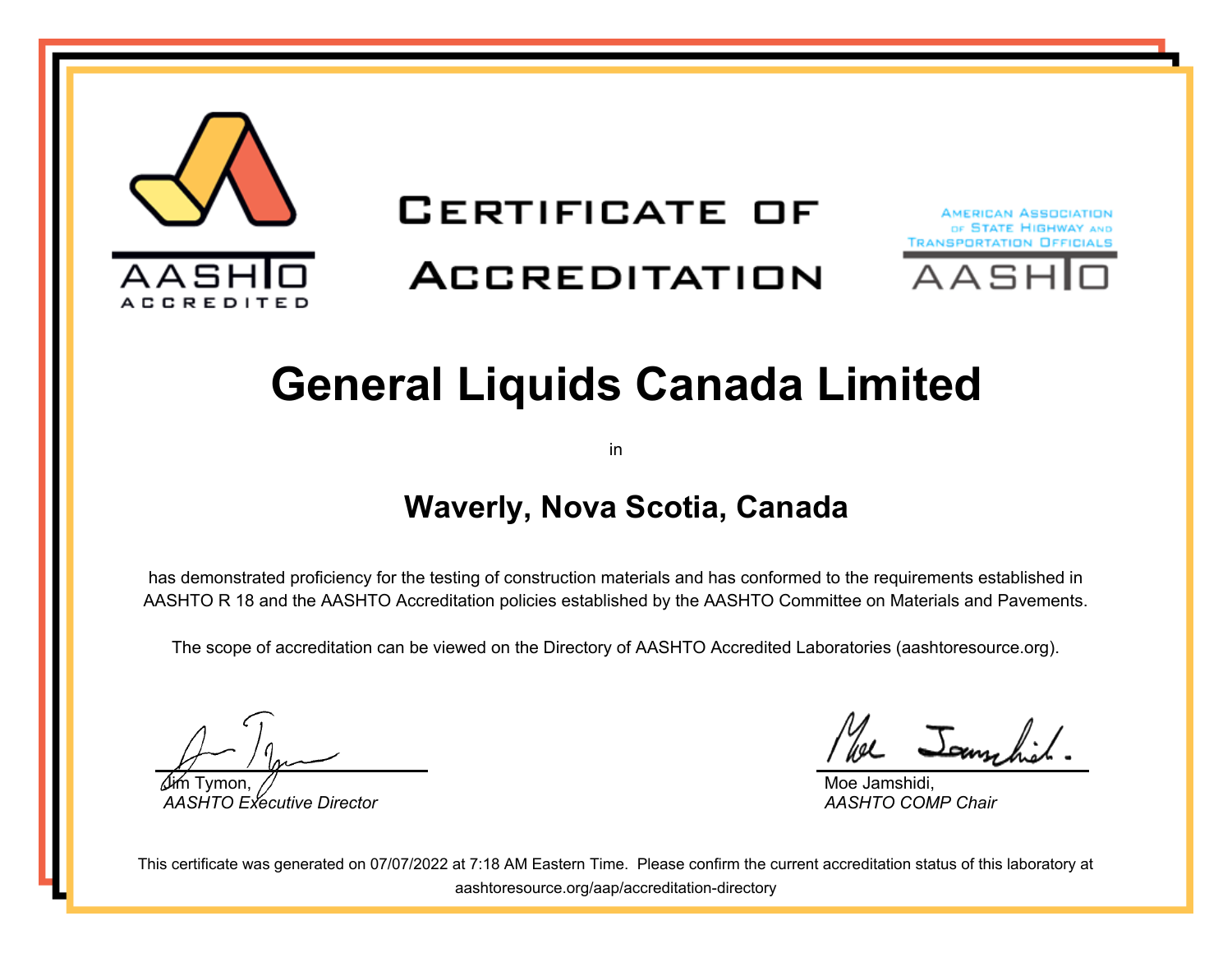AASHTO ACCREDITED

# Certificate of Accreditation

AMERICAN ASSOCIATION OF STATE HIGHWAY AND TRANSPORTATION OFFICIALS

AASHTO

# General Liquids Canada Limited

in

## Waverly, Nova Scotia, Canada

has demonstrated proficiency for the testing of construction materials and has conformed to the requirements established in AASHTO R 18 and the AASHTO Accreditation policies established by the AASHTO Committee on Materials and Pavements.

The scope of accreditation can be viewed on the Directory of AASHTO Accredited Laboratories (aashtoresource.org).

Jim Tymon,
*AASHTO Executive Director*

Moe Jamshidi,
*AASHTO COMP Chair*

This certificate was generated on 07/07/2022 at 7:18 AM Eastern Time. Please confirm the current accreditation status of this laboratory at aashtoresource.org/aap/accreditation-directory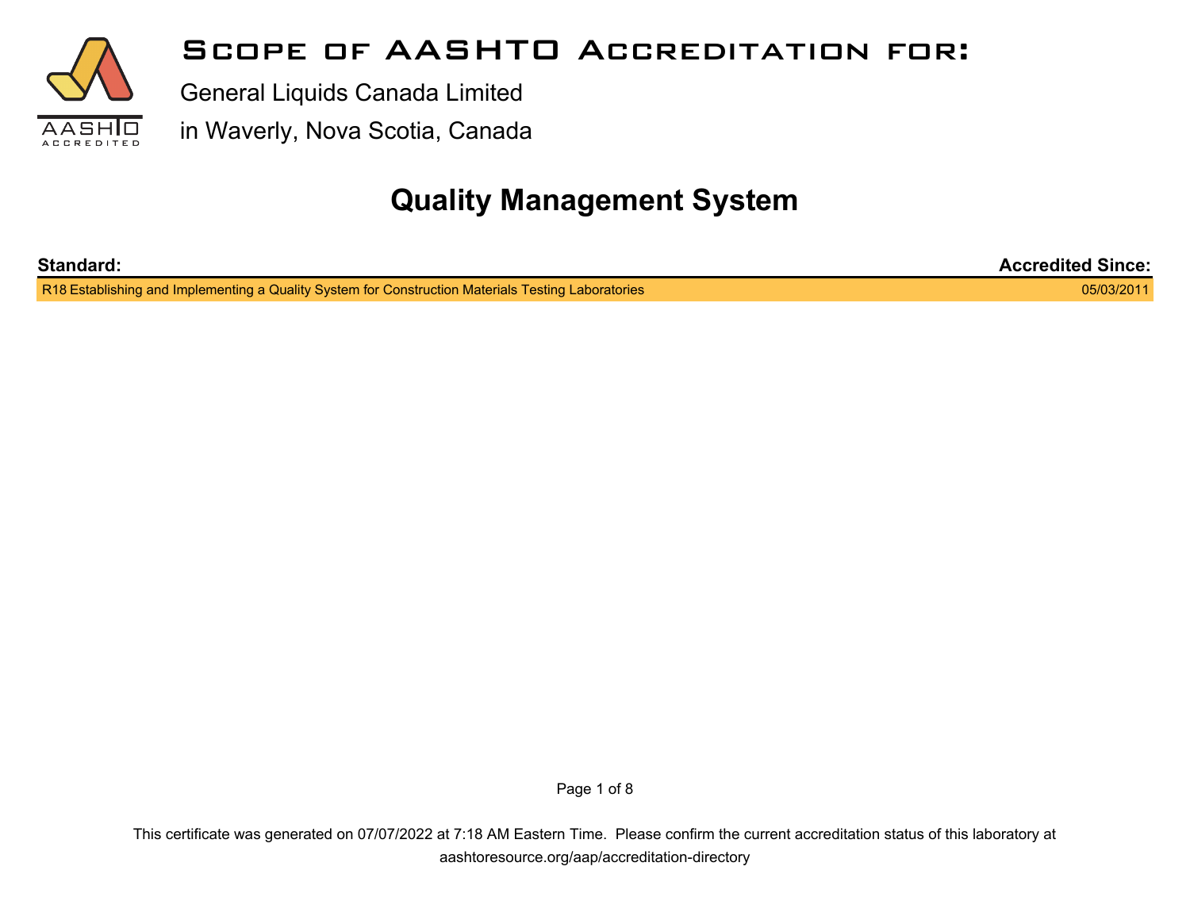# Scope of AASHTO Accreditation for:

General Liquids Canada Limited

in Waverly, Nova Scotia, Canada

## Quality Management System

| Standard: | Accredited Since: |
|---|---|
| R18 Establishing and Implementing a Quality System for Construction Materials Testing Laboratories | 05/03/2011 |

This certificate was generated on 07/07/2022 at 7:18 AM Eastern Time. Please confirm the current accreditation status of this laboratory at aashtoresource.org/aap/accreditation-directory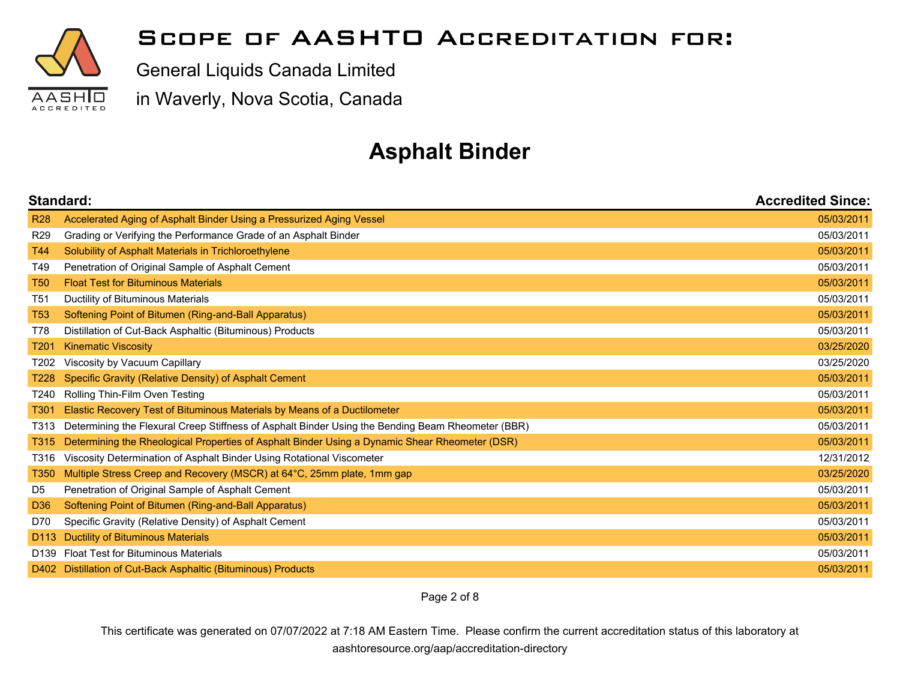# Scope of AASHTO Accreditation for:

General Liquids Canada Limited

in Waverly, Nova Scotia, Canada

## Asphalt Binder

| Standard: | | Accredited Since: |
| --- | --- | --- |
| R28 | Accelerated Aging of Asphalt Binder Using a Pressurized Aging Vessel | 05/03/2011 |
| R29 | Grading or Verifying the Performance Grade of an Asphalt Binder | 05/03/2011 |
| T44 | Solubility of Asphalt Materials in Trichloroethylene | 05/03/2011 |
| T49 | Penetration of Original Sample of Asphalt Cement | 05/03/2011 |
| T50 | Float Test for Bituminous Materials | 05/03/2011 |
| T51 | Ductility of Bituminous Materials | 05/03/2011 |
| T53 | Softening Point of Bitumen (Ring-and-Ball Apparatus) | 05/03/2011 |
| T78 | Distillation of Cut-Back Asphaltic (Bituminous) Products | 05/03/2011 |
| T201 | Kinematic Viscosity | 03/25/2020 |
| T202 | Viscosity by Vacuum Capillary | 03/25/2020 |
| T228 | Specific Gravity (Relative Density) of Asphalt Cement | 05/03/2011 |
| T240 | Rolling Thin-Film Oven Testing | 05/03/2011 |
| T301 | Elastic Recovery Test of Bituminous Materials by Means of a Ductilometer | 05/03/2011 |
| T313 | Determining the Flexural Creep Stiffness of Asphalt Binder Using the Bending Beam Rheometer (BBR) | 05/03/2011 |
| T315 | Determining the Rheological Properties of Asphalt Binder Using a Dynamic Shear Rheometer (DSR) | 05/03/2011 |
| T316 | Viscosity Determination of Asphalt Binder Using Rotational Viscometer | 12/31/2012 |
| T350 | Multiple Stress Creep and Recovery (MSCR) at 64°C, 25mm plate, 1mm gap | 03/25/2020 |
| D5 | Penetration of Original Sample of Asphalt Cement | 05/03/2011 |
| D36 | Softening Point of Bitumen (Ring-and-Ball Apparatus) | 05/03/2011 |
| D70 | Specific Gravity (Relative Density) of Asphalt Cement | 05/03/2011 |
| D113 | Ductility of Bituminous Materials | 05/03/2011 |
| D139 | Float Test for Bituminous Materials | 05/03/2011 |
| D402 | Distillation of Cut-Back Asphaltic (Bituminous) Products | 05/03/2011 |

This certificate was generated on 07/07/2022 at 7:18 AM Eastern Time. Please confirm the current accreditation status of this laboratory at aashtoresource.org/aap/accreditation-directory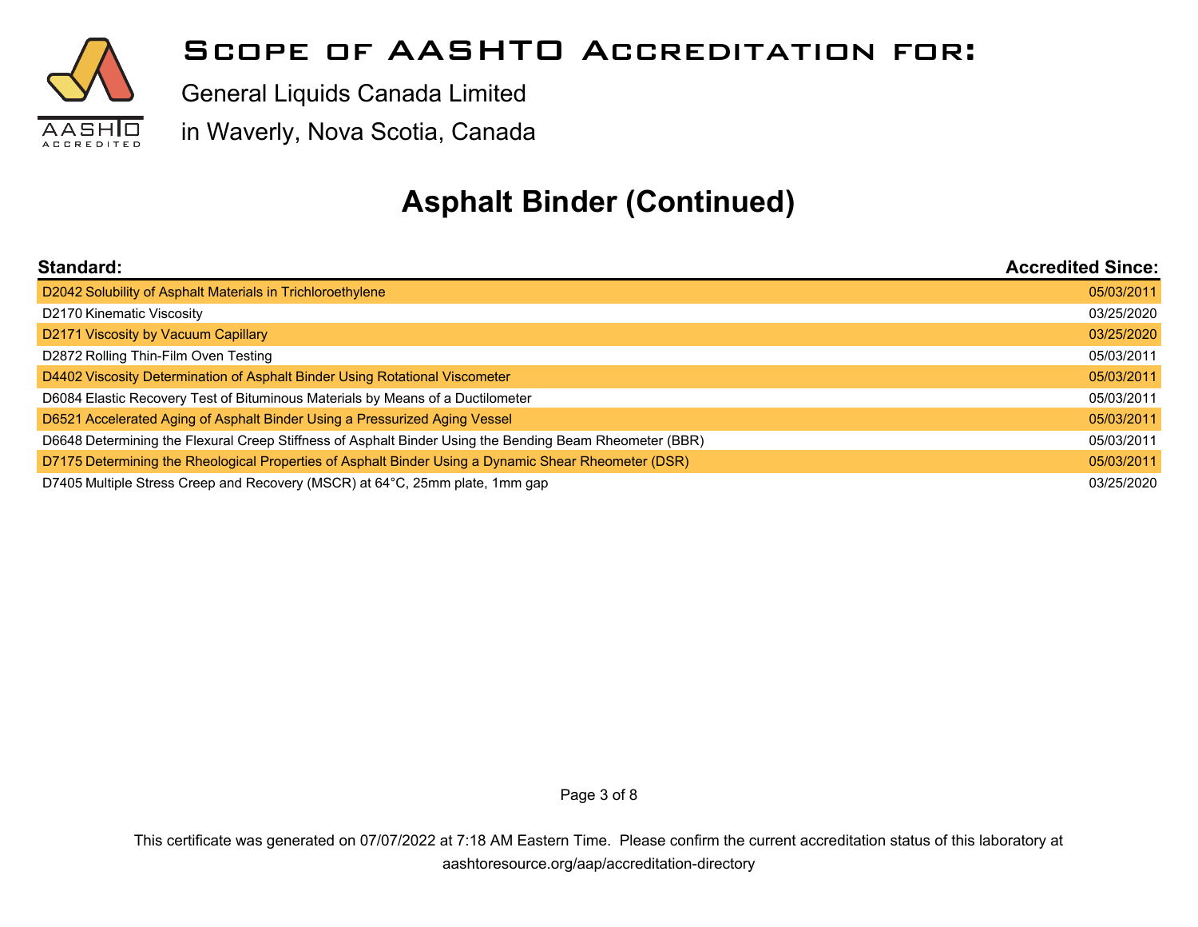# Scope of AASHTO Accreditation for:

General Liquids Canada Limited

in Waverly, Nova Scotia, Canada

## Asphalt Binder (Continued)

| Standard: | Accredited Since: |
|---|---|
| D2042 Solubility of Asphalt Materials in Trichloroethylene | 05/03/2011 |
| D2170 Kinematic Viscosity | 03/25/2020 |
| D2171 Viscosity by Vacuum Capillary | 03/25/2020 |
| D2872 Rolling Thin-Film Oven Testing | 05/03/2011 |
| D4402 Viscosity Determination of Asphalt Binder Using Rotational Viscometer | 05/03/2011 |
| D6084 Elastic Recovery Test of Bituminous Materials by Means of a Ductilometer | 05/03/2011 |
| D6521 Accelerated Aging of Asphalt Binder Using a Pressurized Aging Vessel | 05/03/2011 |
| D6648 Determining the Flexural Creep Stiffness of Asphalt Binder Using the Bending Beam Rheometer (BBR) | 05/03/2011 |
| D7175 Determining the Rheological Properties of Asphalt Binder Using a Dynamic Shear Rheometer (DSR) | 05/03/2011 |
| D7405 Multiple Stress Creep and Recovery (MSCR) at 64°C, 25mm plate, 1mm gap | 03/25/2020 |

This certificate was generated on 07/07/2022 at 7:18 AM Eastern Time. Please confirm the current accreditation status of this laboratory at aashtoresource.org/aap/accreditation-directory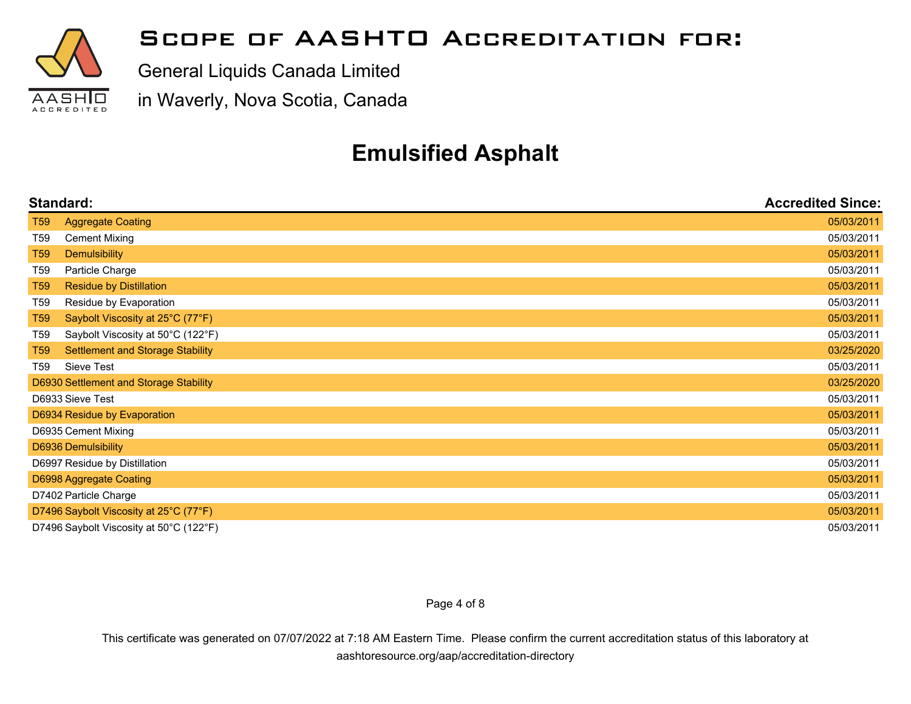# Scope of AASHTO Accreditation for:

General Liquids Canada Limited

in Waverly, Nova Scotia, Canada

## Emulsified Asphalt

| Standard: | | Accredited Since: |
|---|---|---|
| T59 | Aggregate Coating | 05/03/2011 |
| T59 | Cement Mixing | 05/03/2011 |
| T59 | Demulsibility | 05/03/2011 |
| T59 | Particle Charge | 05/03/2011 |
| T59 | Residue by Distillation | 05/03/2011 |
| T59 | Residue by Evaporation | 05/03/2011 |
| T59 | Saybolt Viscosity at 25°C (77°F) | 05/03/2011 |
| T59 | Saybolt Viscosity at 50°C (122°F) | 05/03/2011 |
| T59 | Settlement and Storage Stability | 03/25/2020 |
| T59 | Sieve Test | 05/03/2011 |
| D6930 | Settlement and Storage Stability | 03/25/2020 |
| D6933 | Sieve Test | 05/03/2011 |
| D6934 | Residue by Evaporation | 05/03/2011 |
| D6935 | Cement Mixing | 05/03/2011 |
| D6936 | Demulsibility | 05/03/2011 |
| D6997 | Residue by Distillation | 05/03/2011 |
| D6998 | Aggregate Coating | 05/03/2011 |
| D7402 | Particle Charge | 05/03/2011 |
| D7496 | Saybolt Viscosity at 25°C (77°F) | 05/03/2011 |
| D7496 | Saybolt Viscosity at 50°C (122°F) | 05/03/2011 |

This certificate was generated on 07/07/2022 at 7:18 AM Eastern Time. Please confirm the current accreditation status of this laboratory at aashtoresource.org/aap/accreditation-directory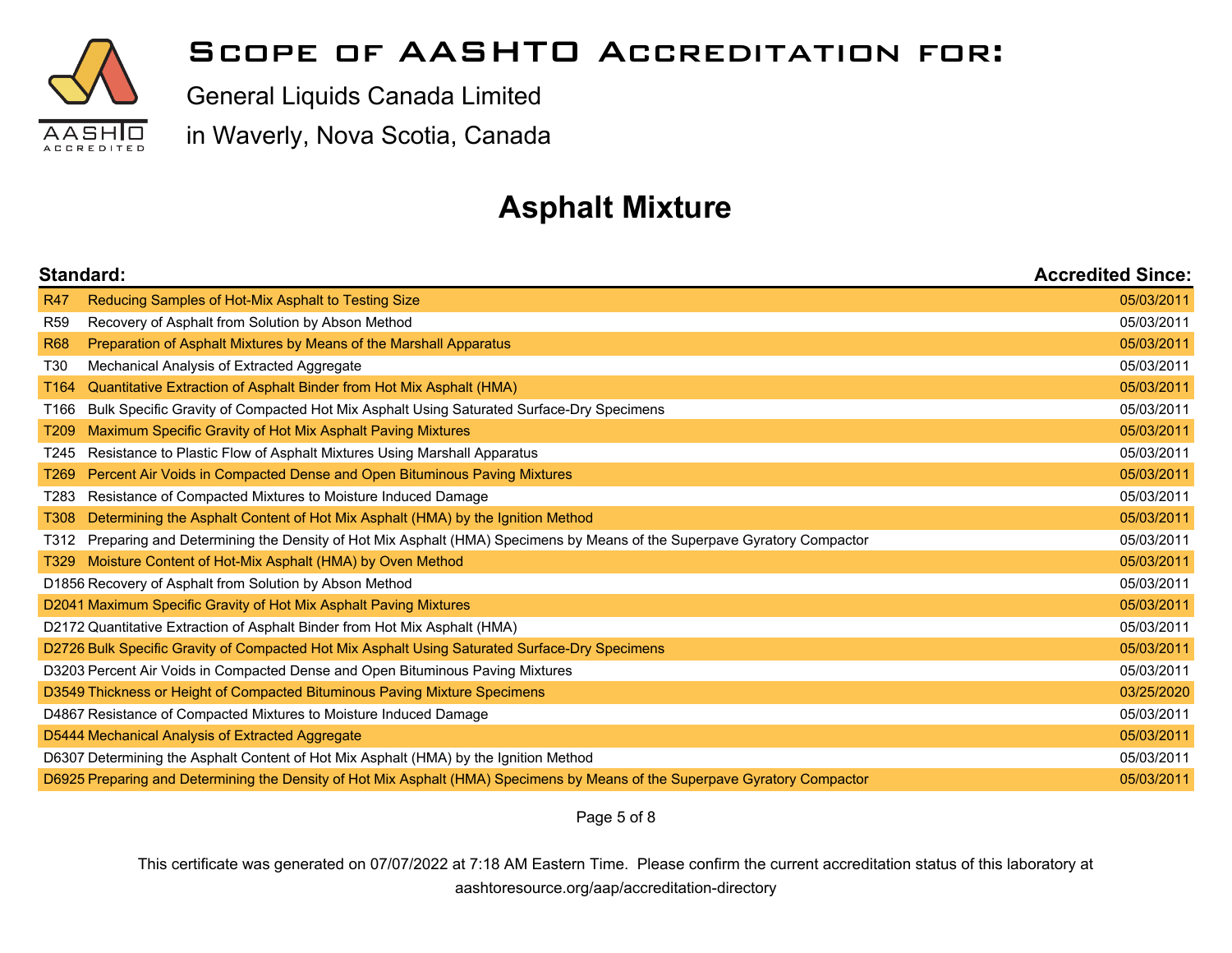# Scope of AASHTO Accreditation for:

General Liquids Canada Limited

in Waverly, Nova Scotia, Canada

## Asphalt Mixture

| Standard: | | Accredited Since: |
|---|---|---|
| R47 | Reducing Samples of Hot-Mix Asphalt to Testing Size | 05/03/2011 |
| R59 | Recovery of Asphalt from Solution by Abson Method | 05/03/2011 |
| R68 | Preparation of Asphalt Mixtures by Means of the Marshall Apparatus | 05/03/2011 |
| T30 | Mechanical Analysis of Extracted Aggregate | 05/03/2011 |
| T164 | Quantitative Extraction of Asphalt Binder from Hot Mix Asphalt (HMA) | 05/03/2011 |
| T166 | Bulk Specific Gravity of Compacted Hot Mix Asphalt Using Saturated Surface-Dry Specimens | 05/03/2011 |
| T209 | Maximum Specific Gravity of Hot Mix Asphalt Paving Mixtures | 05/03/2011 |
| T245 | Resistance to Plastic Flow of Asphalt Mixtures Using Marshall Apparatus | 05/03/2011 |
| T269 | Percent Air Voids in Compacted Dense and Open Bituminous Paving Mixtures | 05/03/2011 |
| T283 | Resistance of Compacted Mixtures to Moisture Induced Damage | 05/03/2011 |
| T308 | Determining the Asphalt Content of Hot Mix Asphalt (HMA) by the Ignition Method | 05/03/2011 |
| T312 | Preparing and Determining the Density of Hot Mix Asphalt (HMA) Specimens by Means of the Superpave Gyratory Compactor | 05/03/2011 |
| T329 | Moisture Content of Hot-Mix Asphalt (HMA) by Oven Method | 05/03/2011 |
| D1856 | Recovery of Asphalt from Solution by Abson Method | 05/03/2011 |
| D2041 | Maximum Specific Gravity of Hot Mix Asphalt Paving Mixtures | 05/03/2011 |
| D2172 | Quantitative Extraction of Asphalt Binder from Hot Mix Asphalt (HMA) | 05/03/2011 |
| D2726 | Bulk Specific Gravity of Compacted Hot Mix Asphalt Using Saturated Surface-Dry Specimens | 05/03/2011 |
| D3203 | Percent Air Voids in Compacted Dense and Open Bituminous Paving Mixtures | 05/03/2011 |
| D3549 | Thickness or Height of Compacted Bituminous Paving Mixture Specimens | 03/25/2020 |
| D4867 | Resistance of Compacted Mixtures to Moisture Induced Damage | 05/03/2011 |
| D5444 | Mechanical Analysis of Extracted Aggregate | 05/03/2011 |
| D6307 | Determining the Asphalt Content of Hot Mix Asphalt (HMA) by the Ignition Method | 05/03/2011 |
| D6925 | Preparing and Determining the Density of Hot Mix Asphalt (HMA) Specimens by Means of the Superpave Gyratory Compactor | 05/03/2011 |

This certificate was generated on 07/07/2022 at 7:18 AM Eastern Time. Please confirm the current accreditation status of this laboratory at aashtoresource.org/aap/accreditation-directory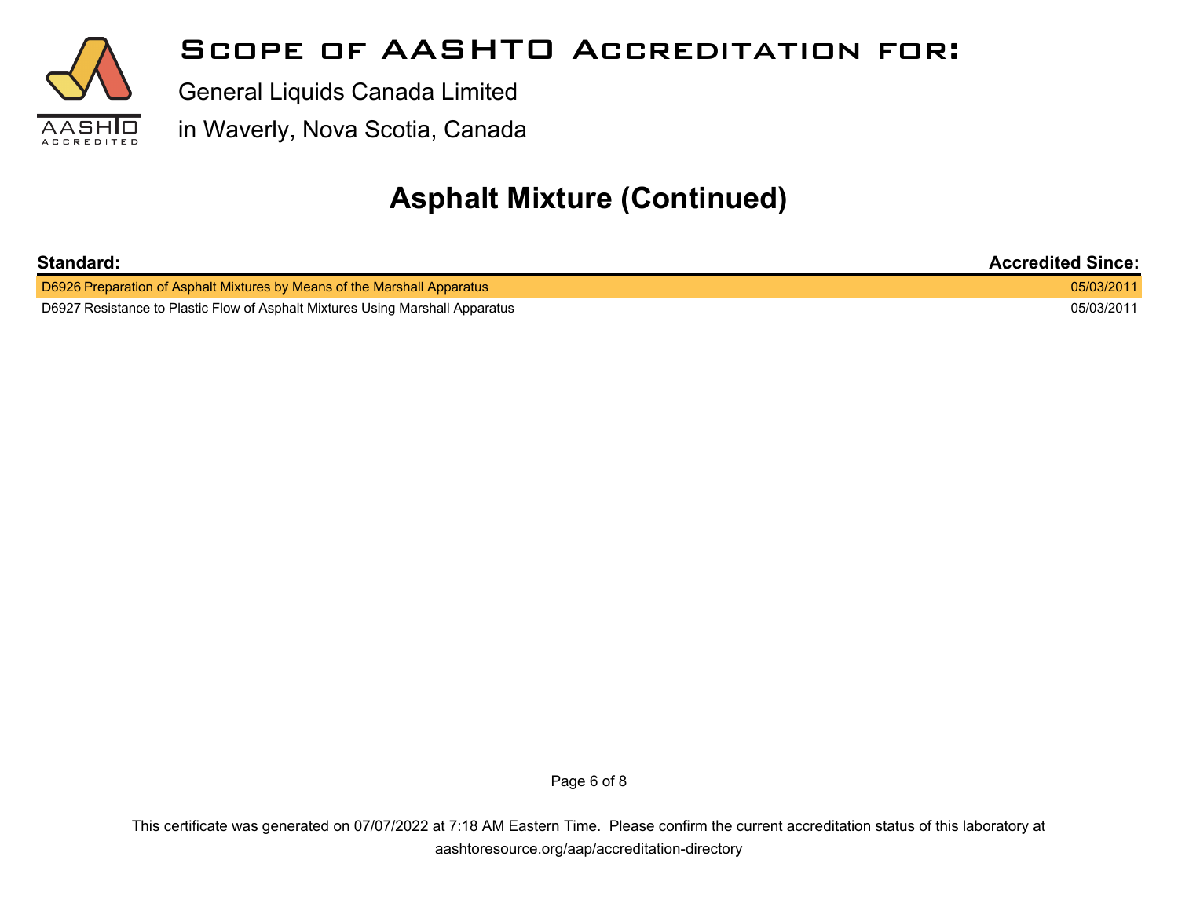# Scope of AASHTO Accreditation for:

General Liquids Canada Limited

in Waverly, Nova Scotia, Canada

## Asphalt Mixture (Continued)

| Standard: | Accredited Since: |
|---|---|
| D6926 Preparation of Asphalt Mixtures by Means of the Marshall Apparatus | 05/03/2011 |
| D6927 Resistance to Plastic Flow of Asphalt Mixtures Using Marshall Apparatus | 05/03/2011 |

This certificate was generated on 07/07/2022 at 7:18 AM Eastern Time. Please confirm the current accreditation status of this laboratory at aashtoresource.org/aap/accreditation-directory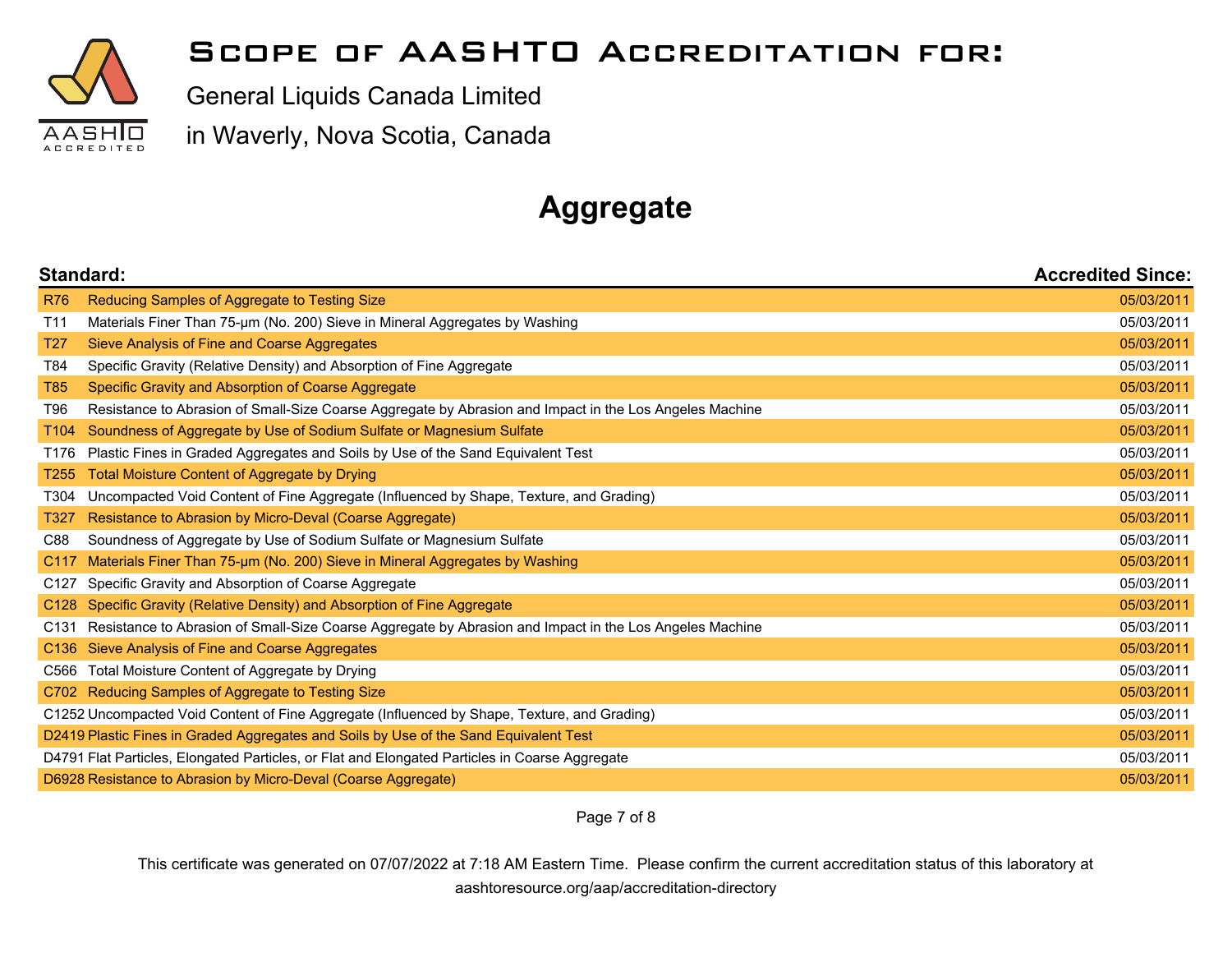# Scope of AASHTO Accreditation for:

General Liquids Canada Limited

in Waverly, Nova Scotia, Canada

## Aggregate

| Standard: | | Accredited Since: |
|---|---|---|
| R76 | Reducing Samples of Aggregate to Testing Size | 05/03/2011 |
| T11 | Materials Finer Than 75-μm (No. 200) Sieve in Mineral Aggregates by Washing | 05/03/2011 |
| T27 | Sieve Analysis of Fine and Coarse Aggregates | 05/03/2011 |
| T84 | Specific Gravity (Relative Density) and Absorption of Fine Aggregate | 05/03/2011 |
| T85 | Specific Gravity and Absorption of Coarse Aggregate | 05/03/2011 |
| T96 | Resistance to Abrasion of Small-Size Coarse Aggregate by Abrasion and Impact in the Los Angeles Machine | 05/03/2011 |
| T104 | Soundness of Aggregate by Use of Sodium Sulfate or Magnesium Sulfate | 05/03/2011 |
| T176 | Plastic Fines in Graded Aggregates and Soils by Use of the Sand Equivalent Test | 05/03/2011 |
| T255 | Total Moisture Content of Aggregate by Drying | 05/03/2011 |
| T304 | Uncompacted Void Content of Fine Aggregate (Influenced by Shape, Texture, and Grading) | 05/03/2011 |
| T327 | Resistance to Abrasion by Micro-Deval (Coarse Aggregate) | 05/03/2011 |
| C88 | Soundness of Aggregate by Use of Sodium Sulfate or Magnesium Sulfate | 05/03/2011 |
| C117 | Materials Finer Than 75-μm (No. 200) Sieve in Mineral Aggregates by Washing | 05/03/2011 |
| C127 | Specific Gravity and Absorption of Coarse Aggregate | 05/03/2011 |
| C128 | Specific Gravity (Relative Density) and Absorption of Fine Aggregate | 05/03/2011 |
| C131 | Resistance to Abrasion of Small-Size Coarse Aggregate by Abrasion and Impact in the Los Angeles Machine | 05/03/2011 |
| C136 | Sieve Analysis of Fine and Coarse Aggregates | 05/03/2011 |
| C566 | Total Moisture Content of Aggregate by Drying | 05/03/2011 |
| C702 | Reducing Samples of Aggregate to Testing Size | 05/03/2011 |
| C1252 | Uncompacted Void Content of Fine Aggregate (Influenced by Shape, Texture, and Grading) | 05/03/2011 |
| D2419 | Plastic Fines in Graded Aggregates and Soils by Use of the Sand Equivalent Test | 05/03/2011 |
| D4791 | Flat Particles, Elongated Particles, or Flat and Elongated Particles in Coarse Aggregate | 05/03/2011 |
| D6928 | Resistance to Abrasion by Micro-Deval (Coarse Aggregate) | 05/03/2011 |

This certificate was generated on 07/07/2022 at 7:18 AM Eastern Time. Please confirm the current accreditation status of this laboratory at aashtoresource.org/aap/accreditation-directory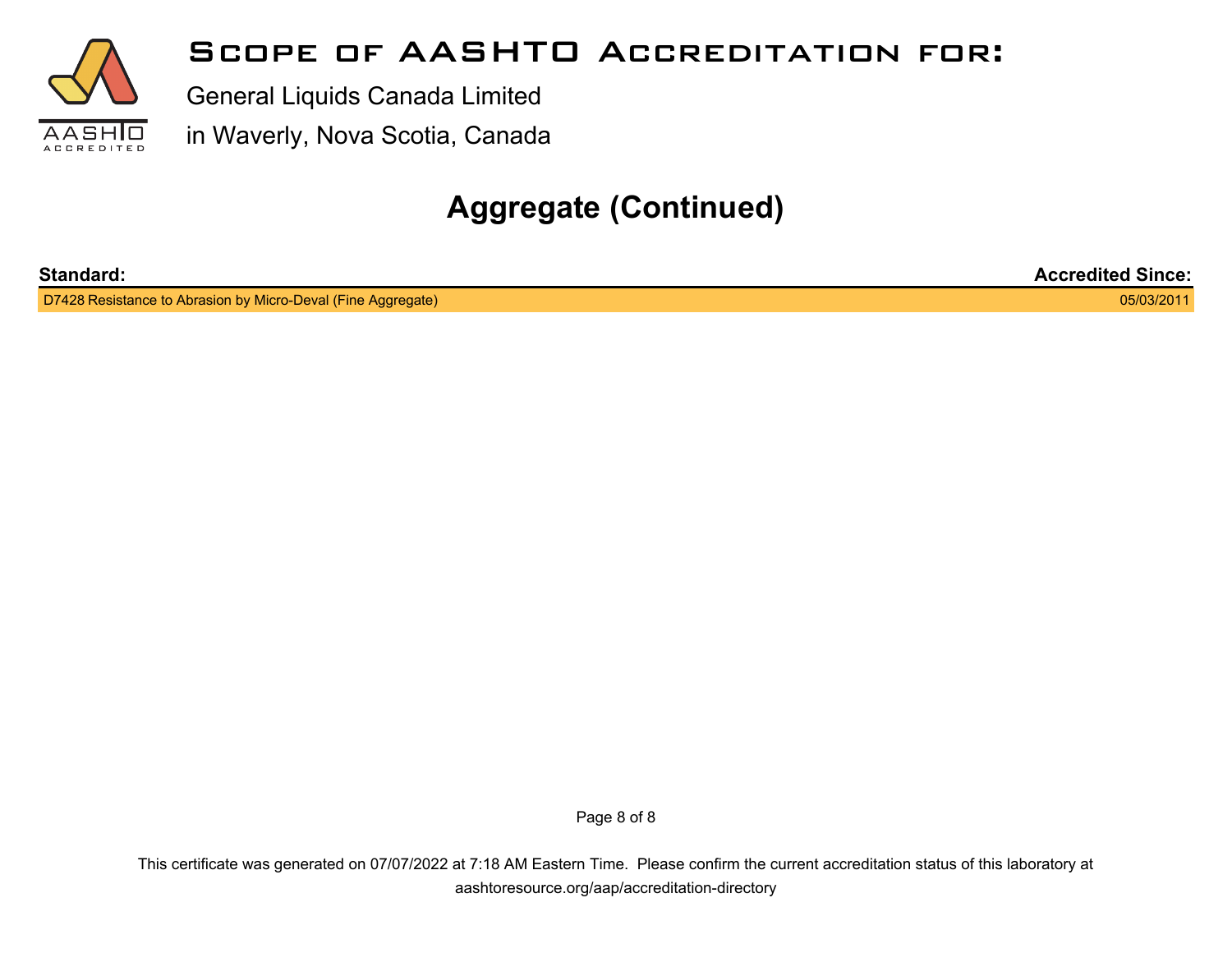# Scope of AASHTO Accreditation for:

General Liquids Canada Limited

in Waverly, Nova Scotia, Canada

## Aggregate (Continued)

| Standard: | Accredited Since: |
|---|---|
| D7428 Resistance to Abrasion by Micro-Deval (Fine Aggregate) | 05/03/2011 |

This certificate was generated on 07/07/2022 at 7:18 AM Eastern Time. Please confirm the current accreditation status of this laboratory at aashtoresource.org/aap/accreditation-directory